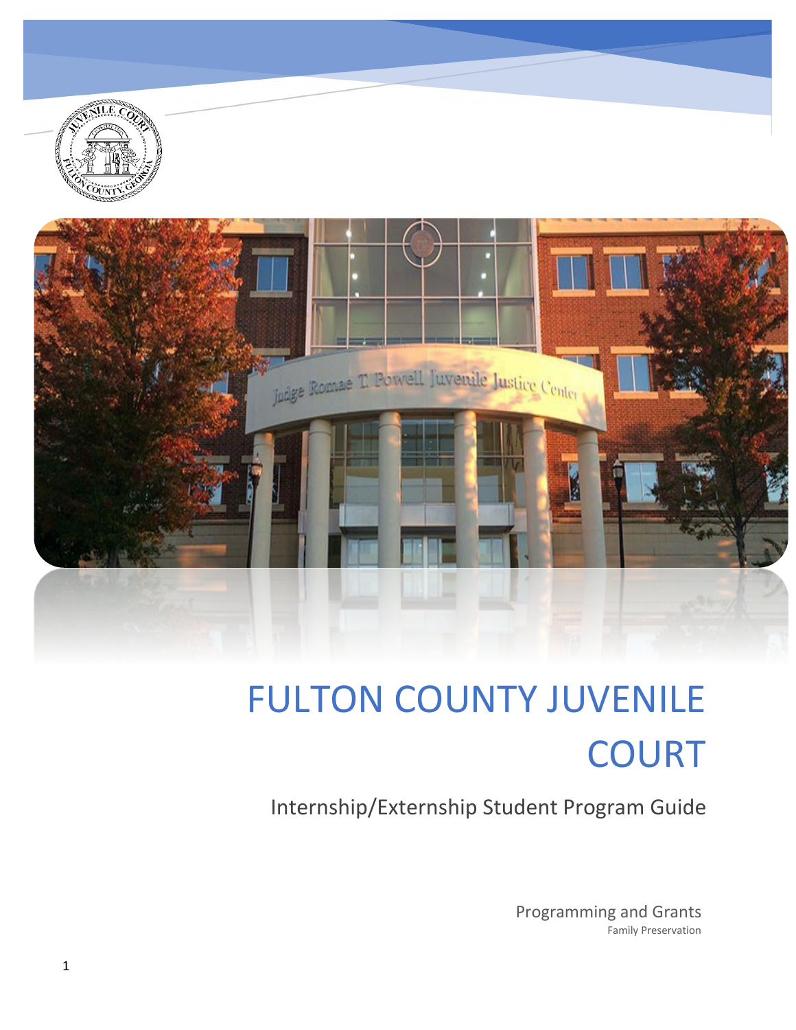# FULTON COUNTY JUVENILE COURT

## Internship/Externship Student Program Guide

Programming and Grants
Family Preservation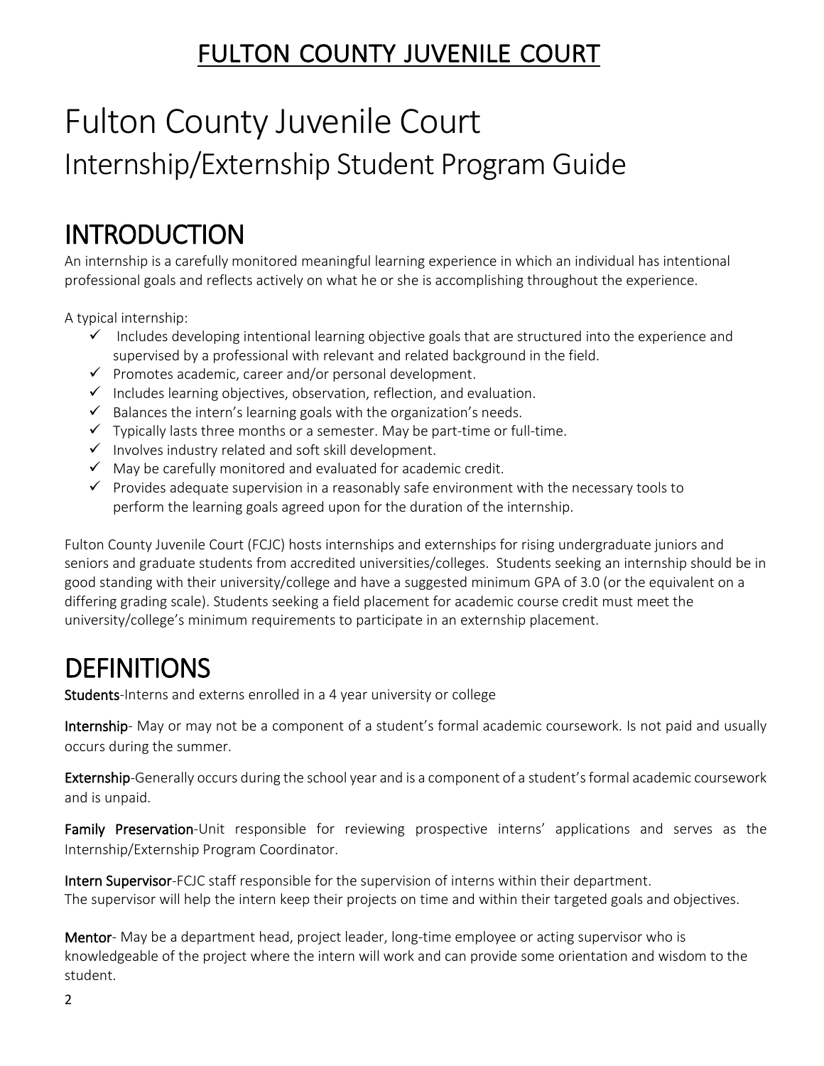# Fulton County Juvenile Court

## Internship/Externship Student Program Guide

## INTRODUCTION

An internship is a carefully monitored meaningful learning experience in which an individual has intentional professional goals and reflects actively on what he or she is accomplishing throughout the experience.

A typical internship:

- ✓ Includes developing intentional learning objective goals that are structured into the experience and supervised by a professional with relevant and related background in the field.
- ✓ Promotes academic, career and/or personal development.
- ✓ Includes learning objectives, observation, reflection, and evaluation.
- ✓ Balances the intern's learning goals with the organization's needs.
- ✓ Typically lasts three months or a semester. May be part-time or full-time.
- ✓ Involves industry related and soft skill development.
- ✓ May be carefully monitored and evaluated for academic credit.
- ✓ Provides adequate supervision in a reasonably safe environment with the necessary tools to perform the learning goals agreed upon for the duration of the internship.

Fulton County Juvenile Court (FCJC) hosts internships and externships for rising undergraduate juniors and seniors and graduate students from accredited universities/colleges. Students seeking an internship should be in good standing with their university/college and have a suggested minimum GPA of 3.0 (or the equivalent on a differing grading scale). Students seeking a field placement for academic course credit must meet the university/college's minimum requirements to participate in an externship placement.

## DEFINITIONS

**Students**-Interns and externs enrolled in a 4 year university or college

**Internship**- May or may not be a component of a student's formal academic coursework. Is not paid and usually occurs during the summer.

**Externship**-Generally occurs during the school year and is a component of a student's formal academic coursework and is unpaid.

**Family Preservation**-Unit responsible for reviewing prospective interns' applications and serves as the Internship/Externship Program Coordinator.

**Intern Supervisor**-FCJC staff responsible for the supervision of interns within their department. The supervisor will help the intern keep their projects on time and within their targeted goals and objectives.

**Mentor**- May be a department head, project leader, long-time employee or acting supervisor who is knowledgeable of the project where the intern will work and can provide some orientation and wisdom to the student.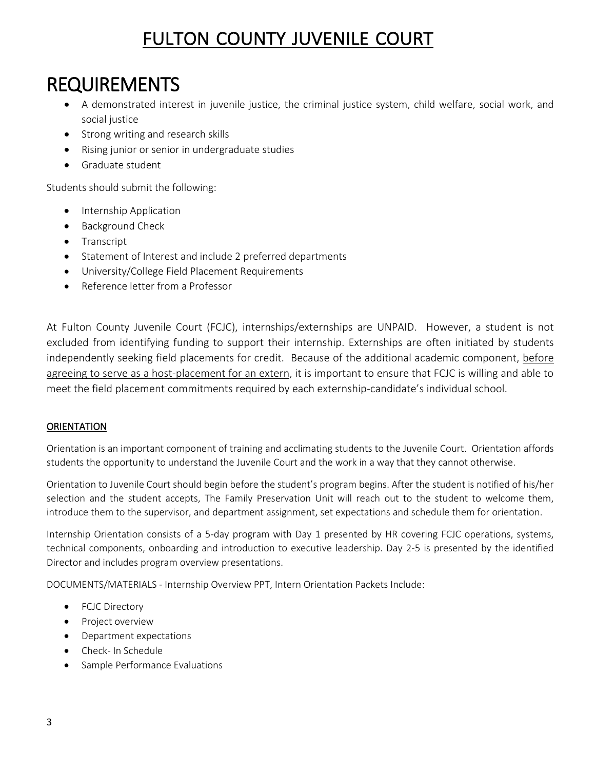// FULTON COUNTY JUVENILE COURT

# REQUIREMENTS

- A demonstrated interest in juvenile justice, the criminal justice system, child welfare, social work, and social justice
- Strong writing and research skills
- Rising junior or senior in undergraduate studies
- Graduate student

Students should submit the following:

- Internship Application
- Background Check
- Transcript
- Statement of Interest and include 2 preferred departments
- University/College Field Placement Requirements
- Reference letter from a Professor

At Fulton County Juvenile Court (FCJC), internships/externships are UNPAID. However, a student is not excluded from identifying funding to support their internship. Externships are often initiated by students independently seeking field placements for credit. Because of the additional academic component, before agreeing to serve as a host-placement for an extern, it is important to ensure that FCJC is willing and able to meet the field placement commitments required by each externship-candidate's individual school.

## ORIENTATION

Orientation is an important component of training and acclimating students to the Juvenile Court. Orientation affords students the opportunity to understand the Juvenile Court and the work in a way that they cannot otherwise.

Orientation to Juvenile Court should begin before the student's program begins. After the student is notified of his/her selection and the student accepts, The Family Preservation Unit will reach out to the student to welcome them, introduce them to the supervisor, and department assignment, set expectations and schedule them for orientation.

Internship Orientation consists of a 5-day program with Day 1 presented by HR covering FCJC operations, systems, technical components, onboarding and introduction to executive leadership. Day 2-5 is presented by the identified Director and includes program overview presentations.

DOCUMENTS/MATERIALS - Internship Overview PPT, Intern Orientation Packets Include:

- FCJC Directory
- Project overview
- Department expectations
- Check- In Schedule
- Sample Performance Evaluations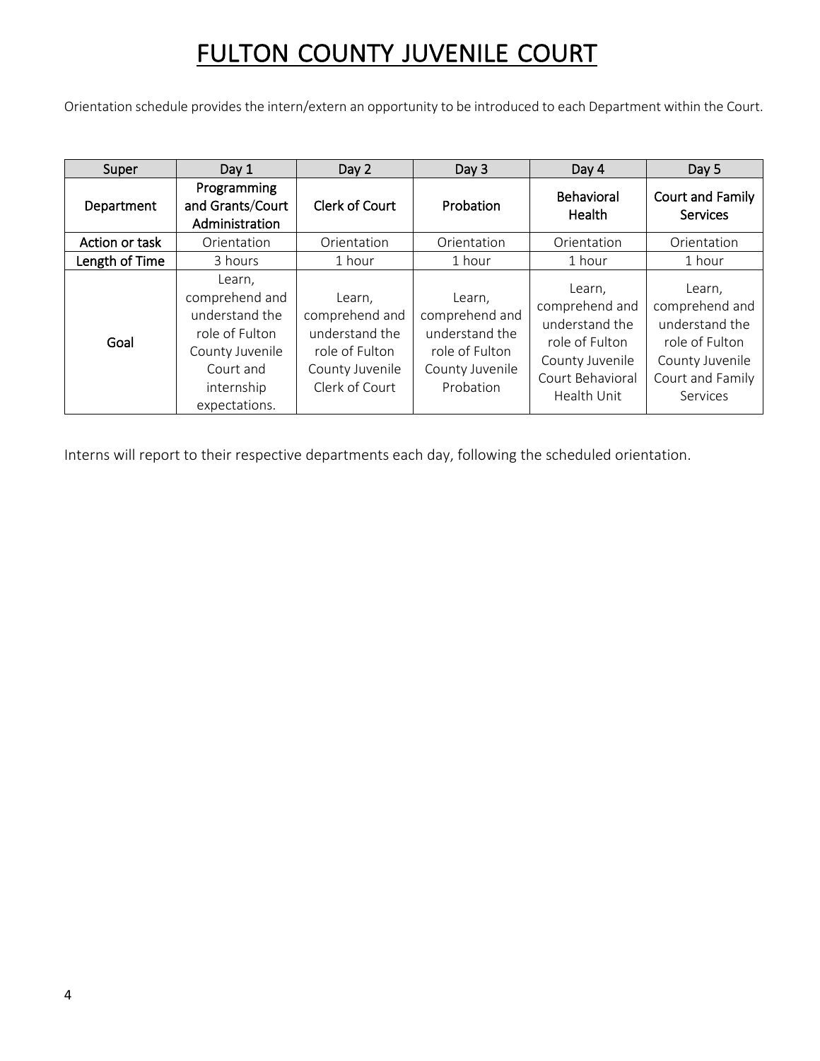# FULTON COUNTY JUVENILE COURT

Orientation schedule provides the intern/extern an opportunity to be introduced to each Department within the Court.

| Super | Day 1 | Day 2 | Day 3 | Day 4 | Day 5 |
|---|---|---|---|---|---|
| Department | Programming and Grants/Court Administration | Clerk of Court | Probation | Behavioral Health | Court and Family Services |
| Action or task | Orientation | Orientation | Orientation | Orientation | Orientation |
| Length of Time | 3 hours | 1 hour | 1 hour | 1 hour | 1 hour |
| Goal | Learn, comprehend and understand the role of Fulton County Juvenile Court and internship expectations. | Learn, comprehend and understand the role of Fulton County Juvenile Clerk of Court | Learn, comprehend and understand the role of Fulton County Juvenile Probation | Learn, comprehend and understand the role of Fulton County Juvenile Court Behavioral Health Unit | Learn, comprehend and understand the role of Fulton County Juvenile Court and Family Services |

Interns will report to their respective departments each day, following the scheduled orientation.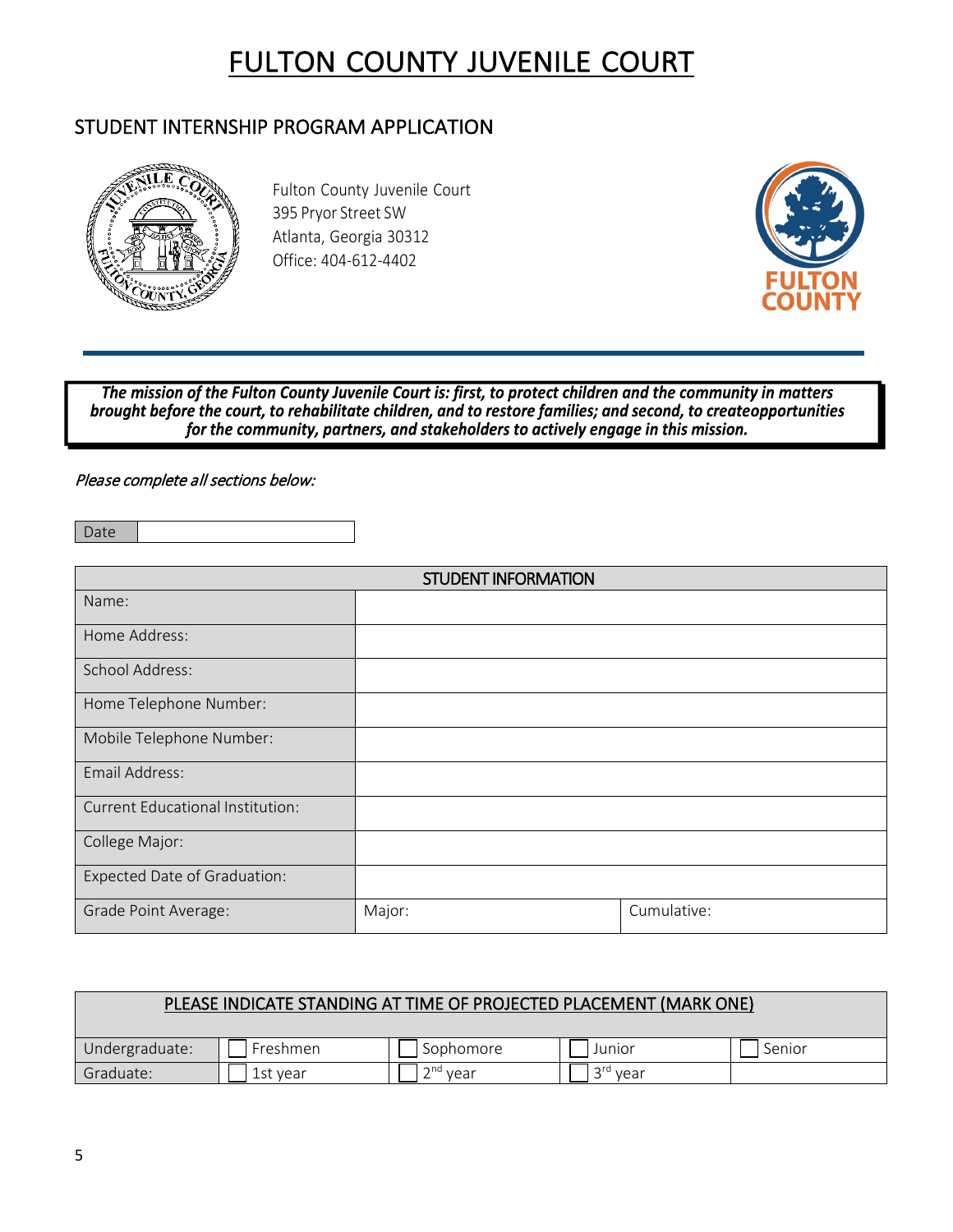# FULTON COUNTY JUVENILE COURT

## STUDENT INTERNSHIP PROGRAM APPLICATION

Fulton County Juvenile Court
395 Pryor Street SW
Atlanta, Georgia 30312
Office: 404-612-4402

***The mission of the Fulton County Juvenile Court is: first, to protect children and the community in matters brought before the court, to rehabilitate children, and to restore families; and second, to createopportunities for the community, partners, and stakeholders to actively engage in this mission.***

*Please complete all sections below:*

| Date | |
|---|---|

| STUDENT INFORMATION | | |
|---|---|---|
| Name: | | |
| Home Address: | | |
| School Address: | | |
| Home Telephone Number: | | |
| Mobile Telephone Number: | | |
| Email Address: | | |
| Current Educational Institution: | | |
| College Major: | | |
| Expected Date of Graduation: | | |
| Grade Point Average: | Major: | Cumulative: |

| PLEASE INDICATE STANDING AT TIME OF PROJECTED PLACEMENT (MARK ONE) | | | | |
|---|---|---|---|---|
| Undergraduate: | ☐ Freshmen | ☐ Sophomore | ☐ Junior | ☐ Senior |
| Graduate: | ☐ 1st year | ☐ 2nd year | ☐ 3rd year | |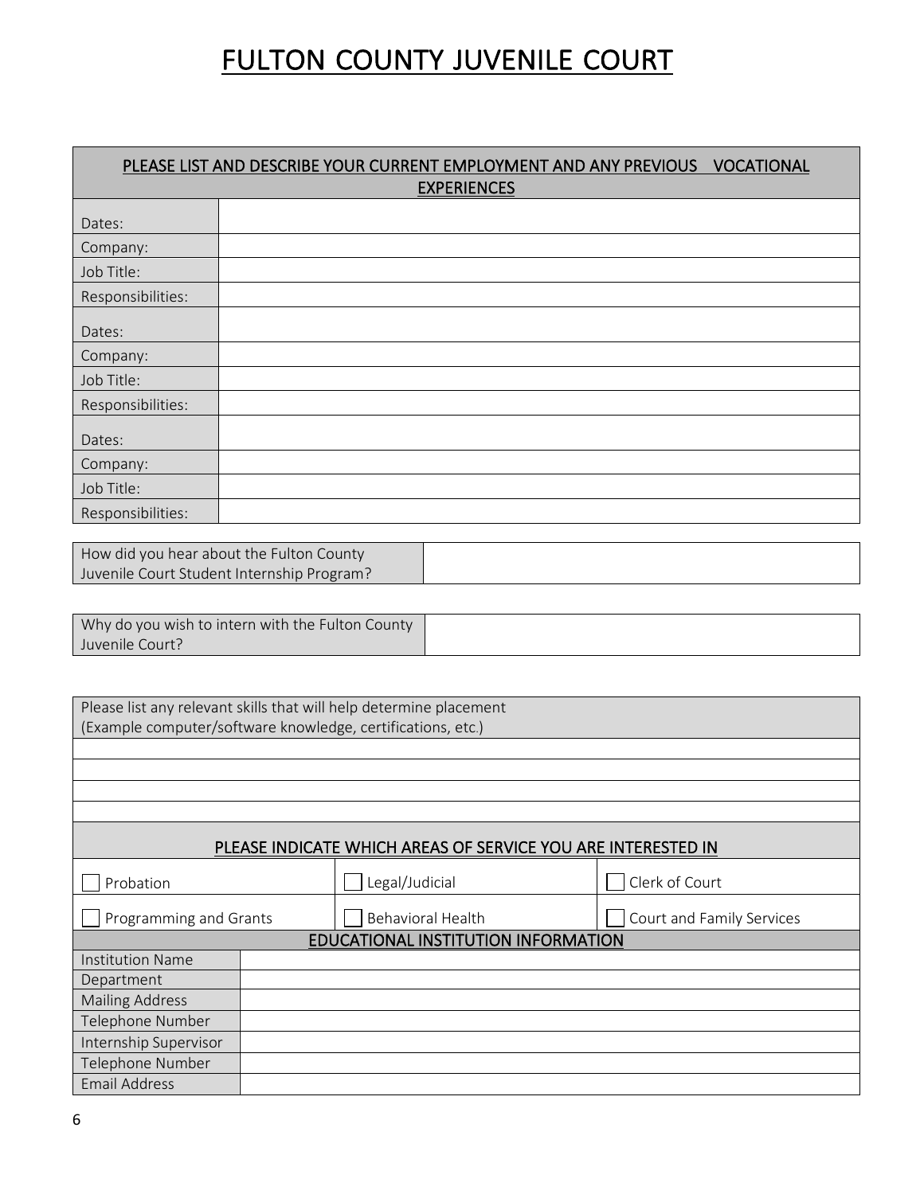# FULTON COUNTY JUVENILE COURT

| PLEASE LIST AND DESCRIBE YOUR CURRENT EMPLOYMENT AND ANY PREVIOUS VOCATIONAL EXPERIENCES | |
|---|---|
| Dates: | |
| Company: | |
| Job Title: | |
| Responsibilities: | |
| Dates: | |
| Company: | |
| Job Title: | |
| Responsibilities: | |
| Dates: | |
| Company: | |
| Job Title: | |
| Responsibilities: | |

| How did you hear about the Fulton County Juvenile Court Student Internship Program? | |
|---|---|

| Why do you wish to intern with the Fulton County Juvenile Court? | |
|---|---|

| Please list any relevant skills that will help determine placement (Example computer/software knowledge, certifications, etc.) |
|---|
| |
| |
| |
| |

| PLEASE INDICATE WHICH AREAS OF SERVICE YOU ARE INTERESTED IN | | |
|---|---|---|
| ☐ Probation | ☐ Legal/Judicial | ☐ Clerk of Court |
| ☐ Programming and Grants | ☐ Behavioral Health | ☐ Court and Family Services |

| EDUCATIONAL INSTITUTION INFORMATION | |
|---|---|
| Institution Name | |
| Department | |
| Mailing Address | |
| Telephone Number | |
| Internship Supervisor | |
| Telephone Number | |
| Email Address | |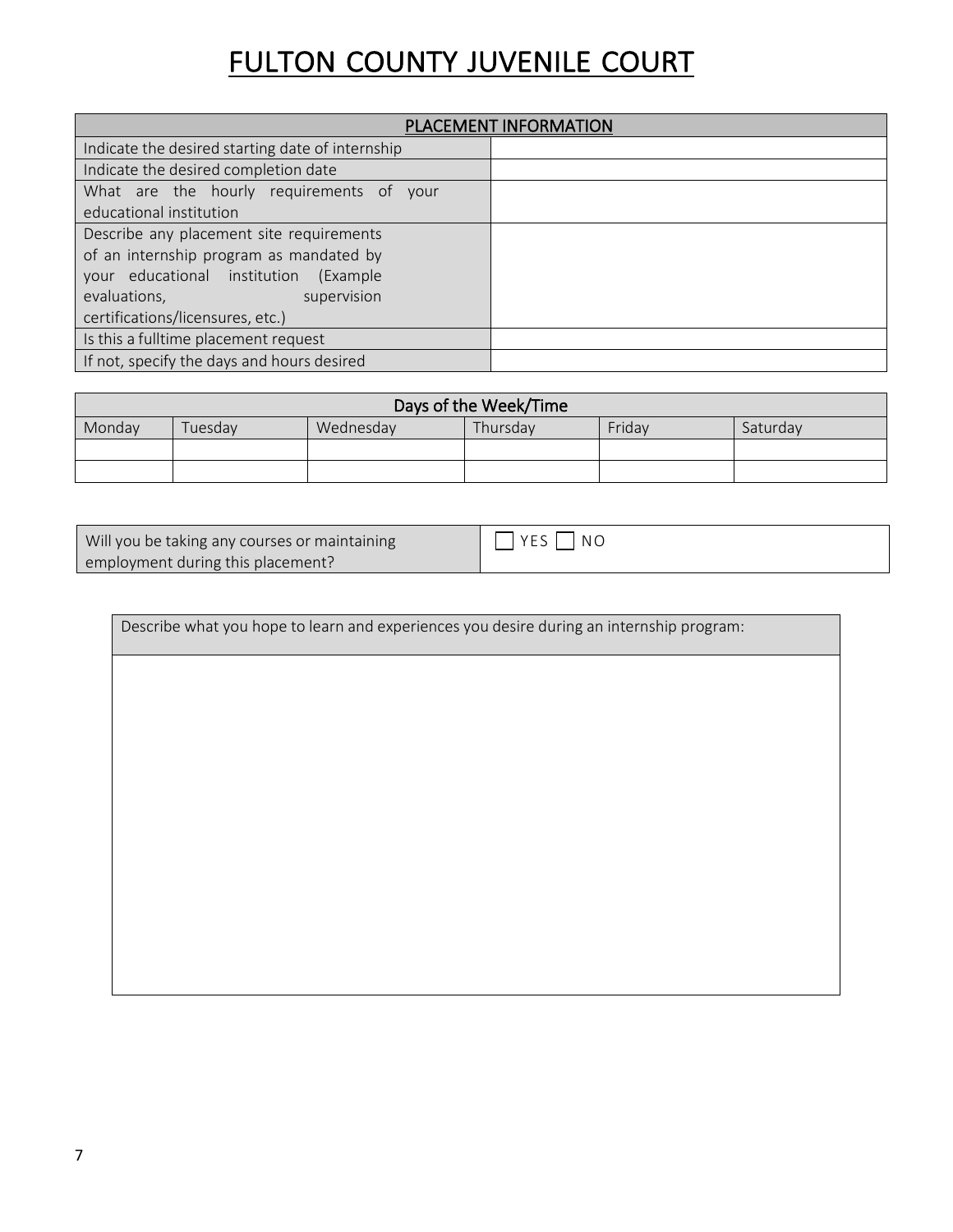# FULTON COUNTY JUVENILE COURT

| PLACEMENT INFORMATION | |
|---|---|
| Indicate the desired starting date of internship | |
| Indicate the desired completion date | |
| What are the hourly requirements of your educational institution | |
| Describe any placement site requirements of an internship program as mandated by your educational institution (Example evaluations, supervision certifications/licensures, etc.) | |
| Is this a fulltime placement request | |
| If not, specify the days and hours desired | |

| Days of the Week/Time | | | | | |
|---|---|---|---|---|---|
| Monday | Tuesday | Wednesday | Thursday | Friday | Saturday |
| | | | | | |
| | | | | | |

| Will you be taking any courses or maintaining employment during this placement? | ☐ YES ☐ NO |
|---|---|

| Describe what you hope to learn and experiences you desire during an internship program: |
|---|
| |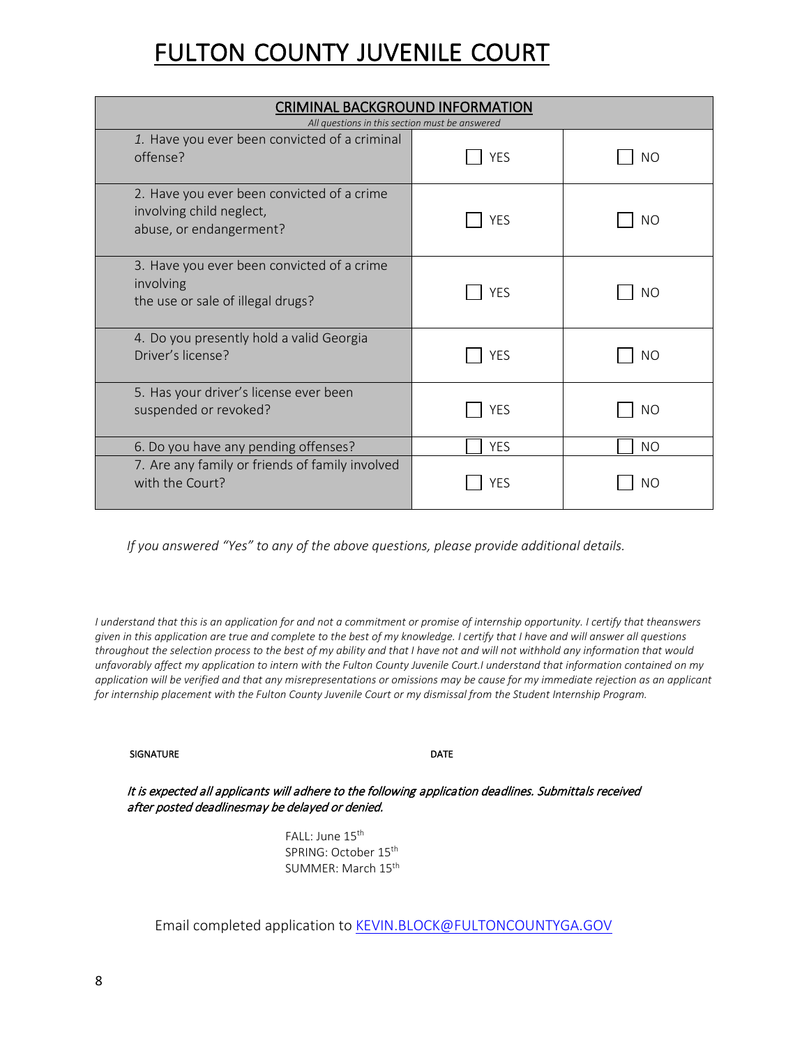# FULTON COUNTY JUVENILE COURT

| CRIMINAL BACKGROUND INFORMATION<br>*All questions in this section must be answered* | | |
|---|---|---|
| 1. Have you ever been convicted of a criminal offense? | ☐ YES | ☐ NO |
| 2. Have you ever been convicted of a crime involving child neglect, abuse, or endangerment? | ☐ YES | ☐ NO |
| 3. Have you ever been convicted of a crime involving the use or sale of illegal drugs? | ☐ YES | ☐ NO |
| 4. Do you presently hold a valid Georgia Driver's license? | ☐ YES | ☐ NO |
| 5. Has your driver's license ever been suspended or revoked? | ☐ YES | ☐ NO |
| 6. Do you have any pending offenses? | ☐ YES | ☐ NO |
| 7. Are any family or friends of family involved with the Court? | ☐ YES | ☐ NO |

*If you answered "Yes" to any of the above questions, please provide additional details.*

*I understand that this is an application for and not a commitment or promise of internship opportunity. I certify that theanswers given in this application are true and complete to the best of my knowledge. I certify that I have and will answer all questions throughout the selection process to the best of my ability and that I have not and will not withhold any information that would unfavorably affect my application to intern with the Fulton County Juvenile Court.I understand that information contained on my application will be verified and that any misrepresentations or omissions may be cause for my immediate rejection as an applicant for internship placement with the Fulton County Juvenile Court or my dismissal from the Student Internship Program.*

SIGNATURE DATE

*It is expected all applicants will adhere to the following application deadlines. Submittals received after posted deadlinesmay be delayed or denied.*

FALL: June 15th
SPRING: October 15th
SUMMER: March 15th

Email completed application to [KEVIN.BLOCK@FULTONCOUNTYGA.GOV](mailto:KEVIN.BLOCK@FULTONCOUNTYGA.GOV)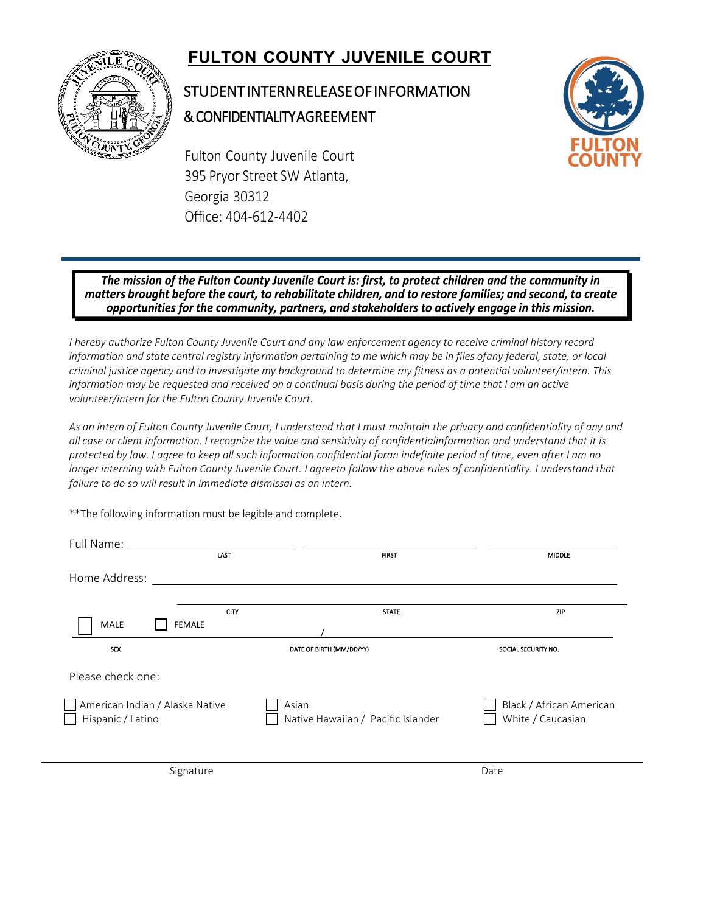# FULTON COUNTY JUVENILE COURT

## STUDENT INTERN RELEASE OF INFORMATION & CONFIDENTIALITY AGREEMENT

Fulton County Juvenile Court
395 Pryor Street SW Atlanta,
Georgia 30312
Office: 404-612-4402

FULTON COUNTY

***The mission of the Fulton County Juvenile Court is: first, to protect children and the community in matters brought before the court, to rehabilitate children, and to restore families; and second, to create opportunities for the community, partners, and stakeholders to actively engage in this mission.***

*I hereby authorize Fulton County Juvenile Court and any law enforcement agency to receive criminal history record information and state central registry information pertaining to me which may be in files ofany federal, state, or local criminal justice agency and to investigate my background to determine my fitness as a potential volunteer/intern. This information may be requested and received on a continual basis during the period of time that I am an active volunteer/intern for the Fulton County Juvenile Court.*

*As an intern of Fulton County Juvenile Court, I understand that I must maintain the privacy and confidentiality of any and all case or client information. I recognize the value and sensitivity of confidentialinformation and understand that it is protected by law. I agree to keep all such information confidential foran indefinite period of time, even after I am no longer interning with Fulton County Juvenile Court. I agreeto follow the above rules of confidentiality. I understand that failure to do so will result in immediate dismissal as an intern.*

**The following information must be legible and complete.

Full Name: ______________________ ______________________ ______________________
LAST FIRST MIDDLE

Home Address: ______________________________________________

______________________ ______________________ ______________________
CITY STATE ZIP

☐ MALE ☐ FEMALE ______ / ______ ______________________
SEX DATE OF BIRTH (MM/DD/YY) SOCIAL SECURITY NO.

Please check one:

☐ American Indian / Alaska Native ☐ Asian ☐ Black / African American
☐ Hispanic / Latino ☐ Native Hawaiian / Pacific Islander ☐ White / Caucasian

______________________________________________ ______________________
Signature Date